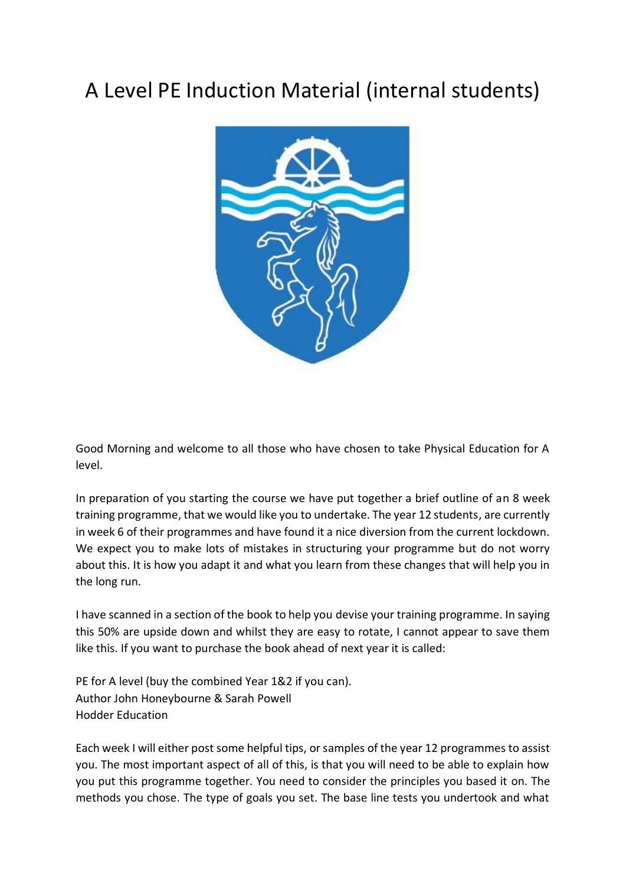# A Level PE Induction Material (internal students)

Good Morning and welcome to all those who have chosen to take Physical Education for A level.

In preparation of you starting the course we have put together a brief outline of an 8 week training programme, that we would like you to undertake. The year 12 students, are currently in week 6 of their programmes and have found it a nice diversion from the current lockdown. We expect you to make lots of mistakes in structuring your programme but do not worry about this. It is how you adapt it and what you learn from these changes that will help you in the long run.

I have scanned in a section of the book to help you devise your training programme. In saying this 50% are upside down and whilst they are easy to rotate, I cannot appear to save them like this. If you want to purchase the book ahead of next year it is called:

PE for A level (buy the combined Year 1&2 if you can).
Author John Honeybourne & Sarah Powell
Hodder Education

Each week I will either post some helpful tips, or samples of the year 12 programmes to assist you. The most important aspect of all of this, is that you will need to be able to explain how you put this programme together. You need to consider the principles you based it on. The methods you chose. The type of goals you set. The base line tests you undertook and what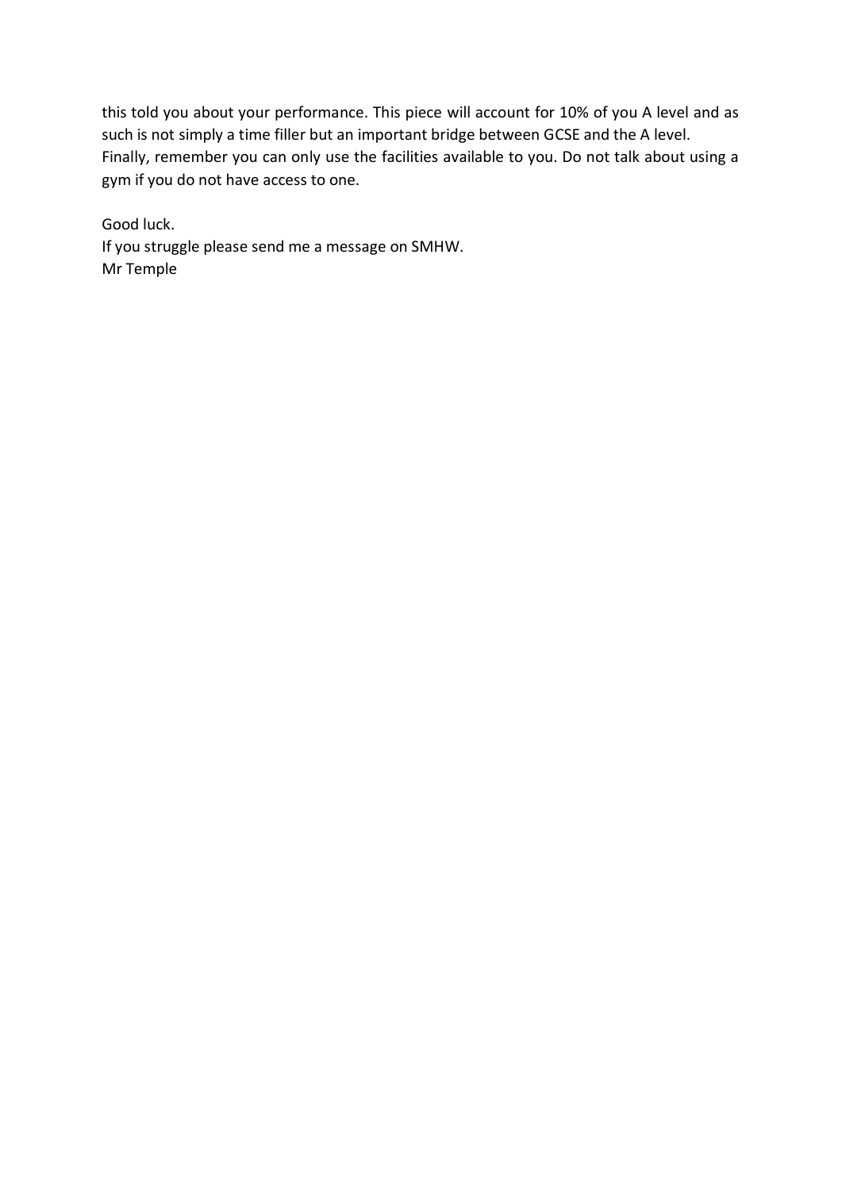this told you about your performance. This piece will account for 10% of you A level and as such is not simply a time filler but an important bridge between GCSE and the A level.
Finally, remember you can only use the facilities available to you. Do not talk about using a gym if you do not have access to one.

Good luck.
If you struggle please send me a message on SMHW.
Mr Temple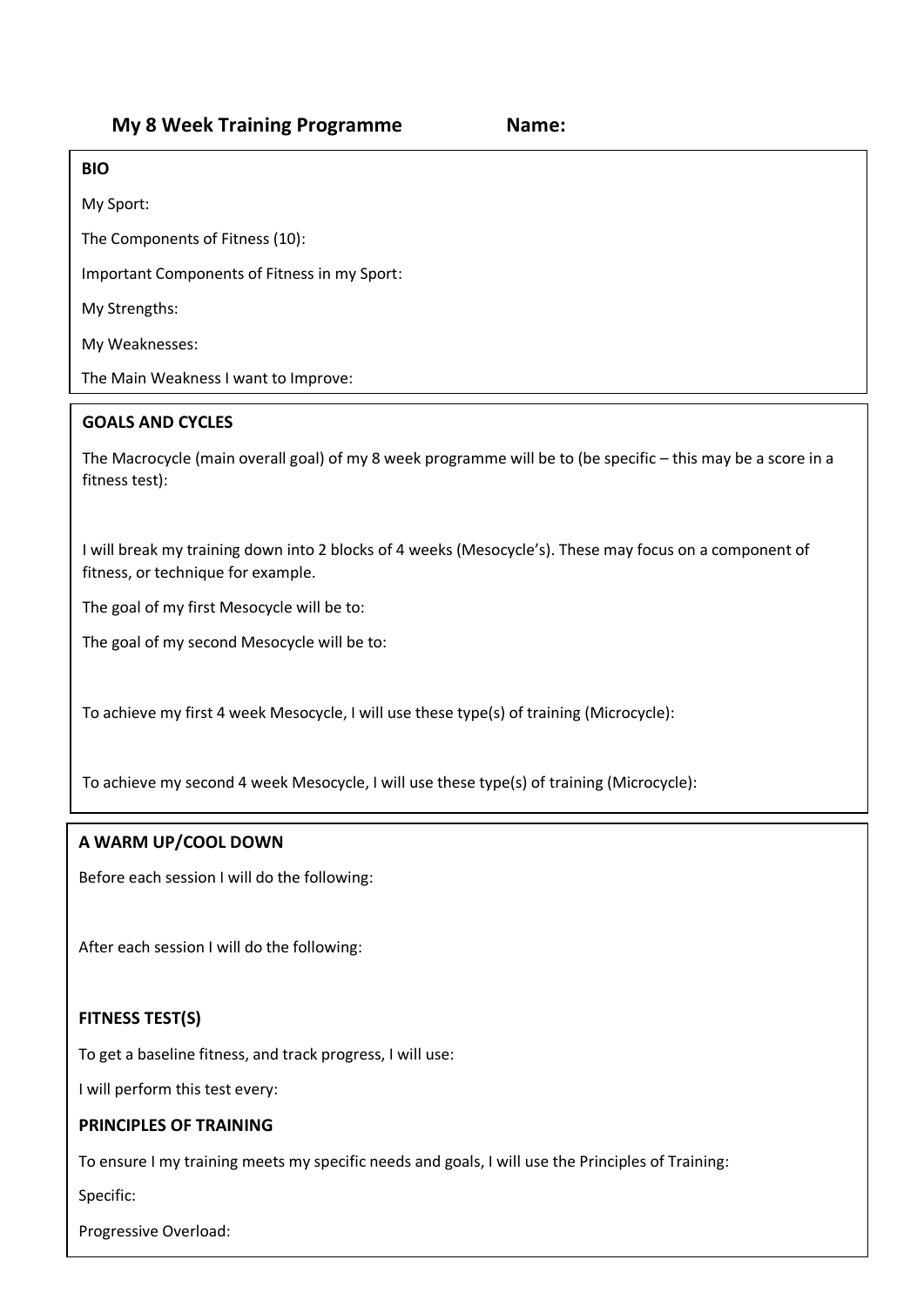## My 8 Week Training Programme Name:

**BIO**

My Sport:

The Components of Fitness (10):

Important Components of Fitness in my Sport:

My Strengths:

My Weaknesses:

The Main Weakness I want to Improve:

**GOALS AND CYCLES**

The Macrocycle (main overall goal) of my 8 week programme will be to (be specific – this may be a score in a fitness test):

I will break my training down into 2 blocks of 4 weeks (Mesocycle's). These may focus on a component of fitness, or technique for example.

The goal of my first Mesocycle will be to:

The goal of my second Mesocycle will be to:

To achieve my first 4 week Mesocycle, I will use these type(s) of training (Microcycle):

To achieve my second 4 week Mesocycle, I will use these type(s) of training (Microcycle):

**A WARM UP/COOL DOWN**

Before each session I will do the following:

After each session I will do the following:

**FITNESS TEST(S)**

To get a baseline fitness, and track progress, I will use:

I will perform this test every:

**PRINCIPLES OF TRAINING**

To ensure I my training meets my specific needs and goals, I will use the Principles of Training:

Specific:

Progressive Overload: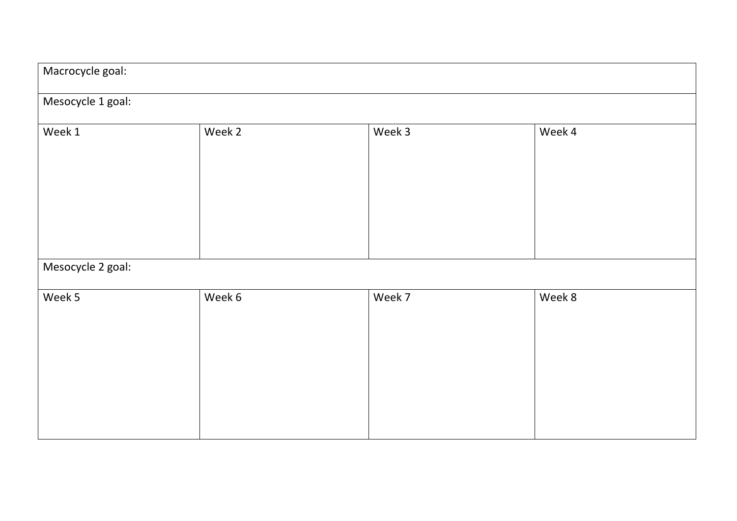| Macrocycle goal: | | | |
|---|---|---|---|
| Mesocycle 1 goal: | | | |
| Week 1 | Week 2 | Week 3 | Week 4 |
| Mesocycle 2 goal: | | | |
| Week 5 | Week 6 | Week 7 | Week 8 |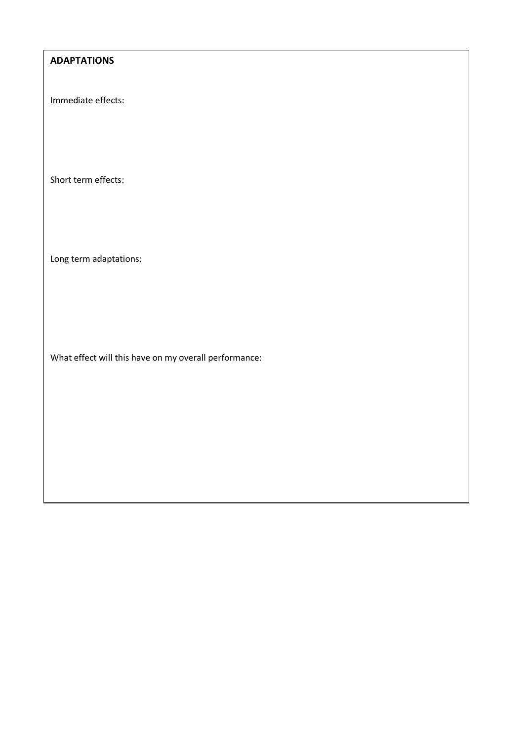**ADAPTATIONS**

Immediate effects:

Short term effects:

Long term adaptations:

What effect will this have on my overall performance: